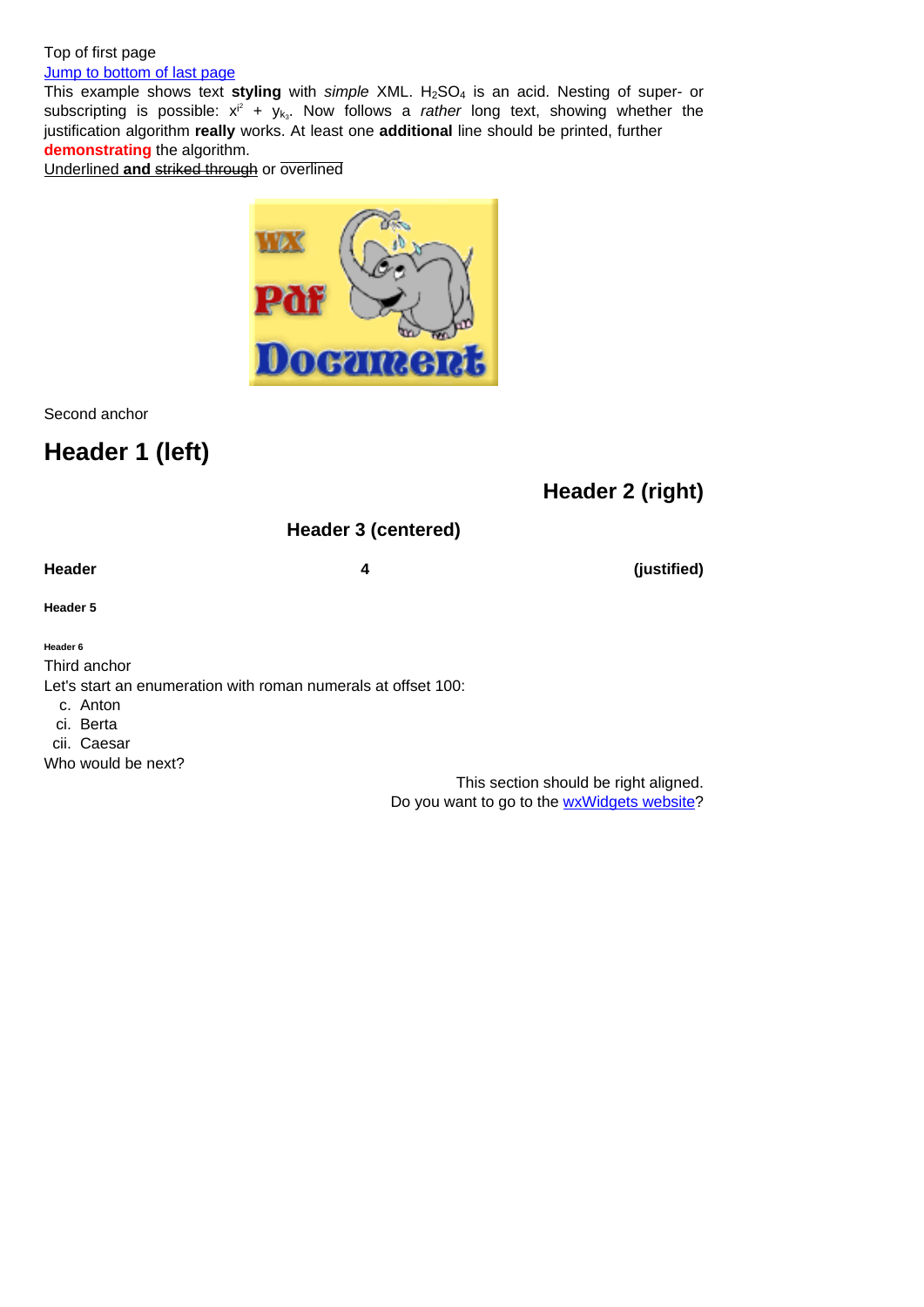Top of first page

[Jump to bottom of last page]

This example shows text **styling** with *simple* XML. $H_2SO_4$ is an acid. Nesting of super- or subscripting is possible: $x^{i^2} + y_{k_3}$. Now follows a *rather* long text, showing whether the justification algorithm **really** works. At least one **additional** line should be printed, further **demonstrating** the algorithm.

Underlined **and** ~~striked through~~ or overlined

Second anchor

# Header 1 (left)

## Header 2 (right)

### Header 3 (centered)

#### Header 4 (justified)

##### Header 5

###### Header 6

Third anchor

Let's start an enumeration with roman numerals at offset 100:

c. Anton
ci. Berta
cii. Caesar

Who would be next?

This section should be right aligned.
Do you want to go to the [wxWidgets website]?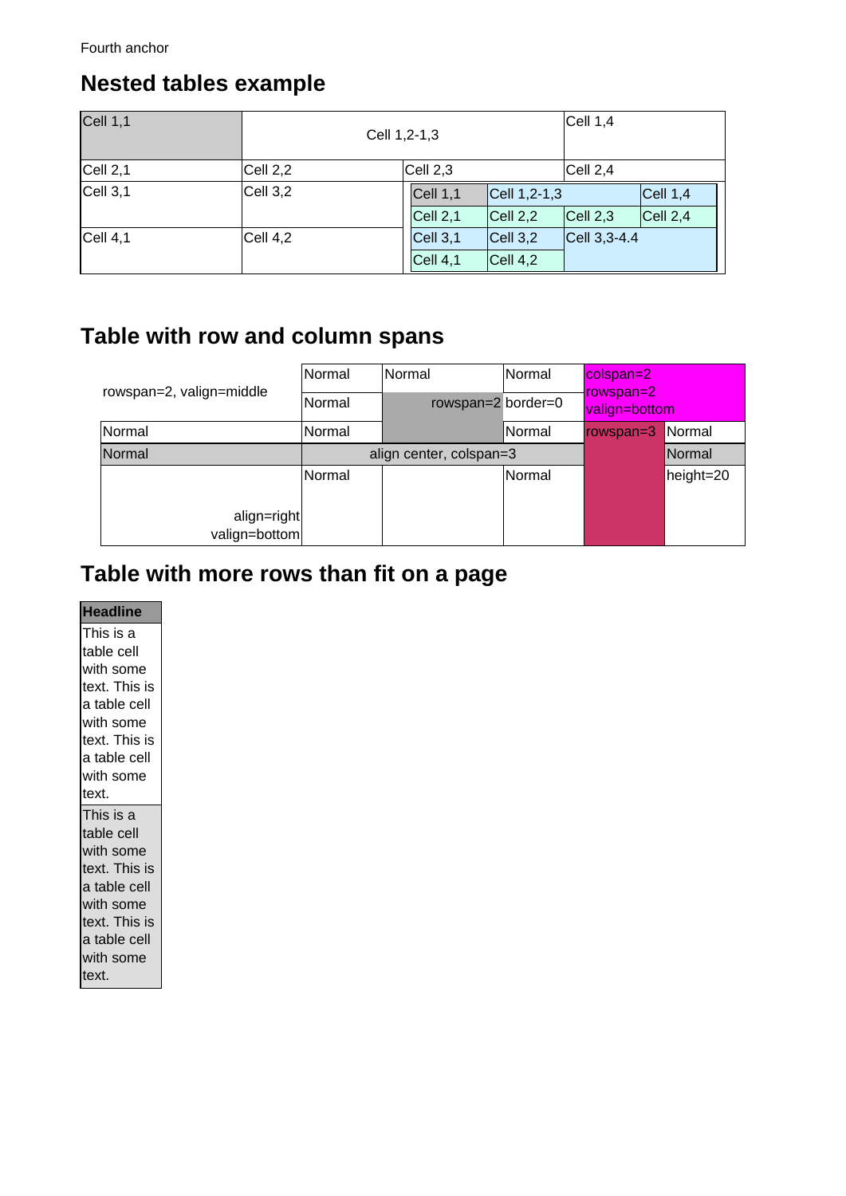Fourth anchor

## Nested tables example

| Cell 1,1 | Cell 1,2-1,3 | | Cell 1,4 |
|---|---|---|---|
| Cell 2,1 | Cell 2,2 | Cell 2,3 | Cell 2,4 |
| Cell 3,1 | Cell 3,2 | (nested table, see below) | |
| Cell 4,1 | Cell 4,2 | | |

Nested table:

| Cell 1,1 | Cell 1,2-1,3 | | Cell 1,4 |
|---|---|---|---|
| Cell 2,1 | Cell 2,2 | Cell 2,3 | Cell 2,4 |
| Cell 3,1 | Cell 3,2 | Cell 3,3-4.4 | |
| Cell 4,1 | Cell 4,2 | | |

## Table with row and column spans

| rowspan=2, valign=middle | Normal | Normal | Normal | colspan=2 rowspan=2 valign=bottom | |
|---|---|---|---|---|---|
| | Normal | rowspan=2 border=0 | | | |
| Normal | Normal | | Normal | rowspan=3 | Normal |
| Normal | align center, colspan=3 | | | | Normal |
| align=right valign=bottom | Normal | | Normal | | height=20 |

## Table with more rows than fit on a page

| Headline |
|---|
| This is a table cell with some text. This is a table cell with some text. This is a table cell with some text. |
| This is a table cell with some text. This is a table cell with some text. This is a table cell with some text. |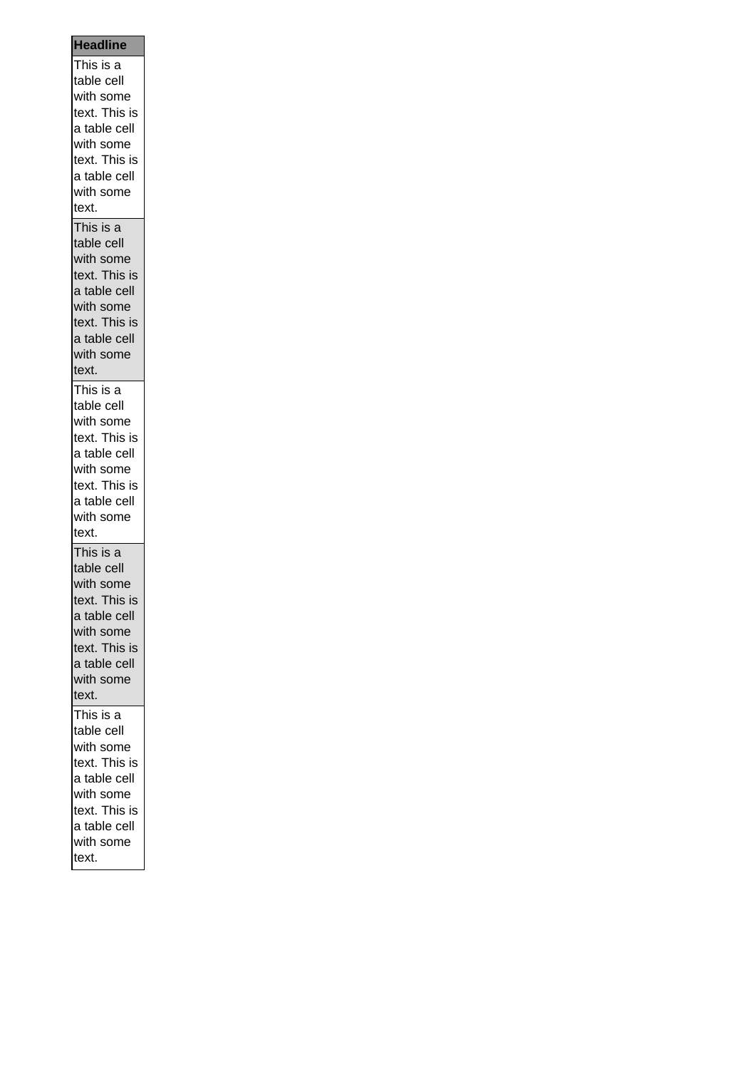| Headline |
| --- |
| This is a table cell with some text. This is a table cell with some text. This is a table cell with some text. |
| This is a table cell with some text. This is a table cell with some text. This is a table cell with some text. |
| This is a table cell with some text. This is a table cell with some text. This is a table cell with some text. |
| This is a table cell with some text. This is a table cell with some text. This is a table cell with some text. |
| This is a table cell with some text. This is a table cell with some text. This is a table cell with some text. |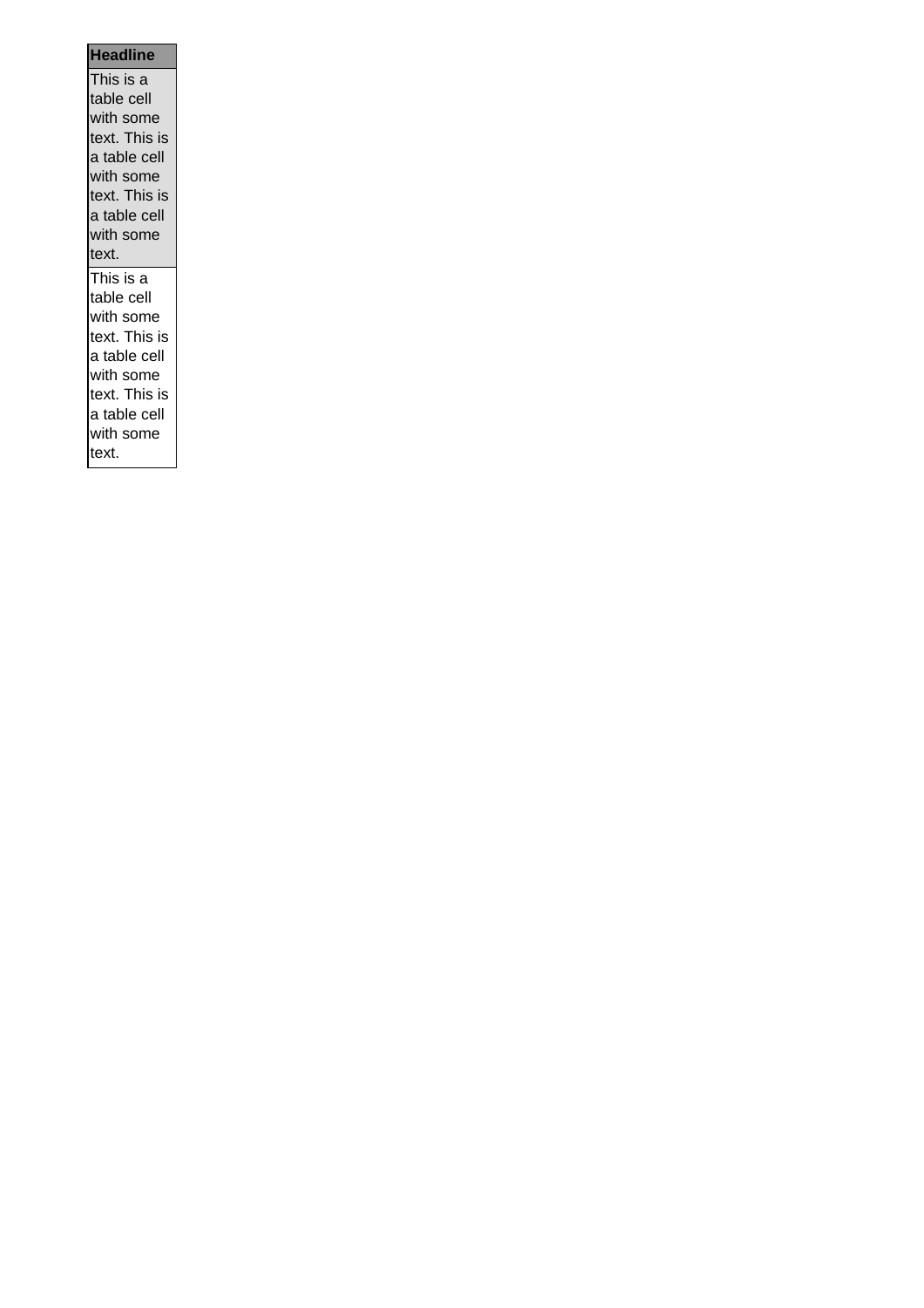| Headline |
| --- |
| This is a table cell with some text. This is a table cell with some text. This is a table cell with some text. |
| This is a table cell with some text. This is a table cell with some text. This is a table cell with some text. |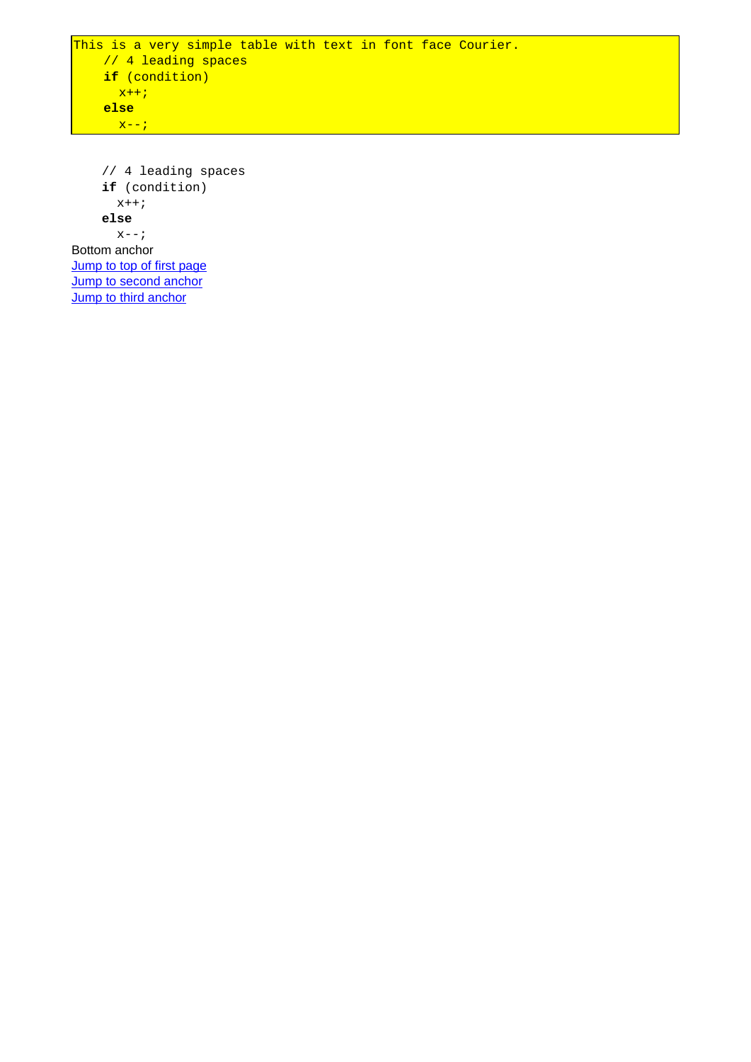| |
|---|
| `This is a very simple table with text in font face Courier.`<br>`    // 4 leading spaces`<br>`    **if** (condition)`<br>`      x++;`<br>`    **else**`<br>`      x--;` |

```
    // 4 leading spaces
    if (condition)
      x++;
    else
      x--;
```

Bottom anchor

Jump to top of first page

Jump to second anchor

Jump to third anchor